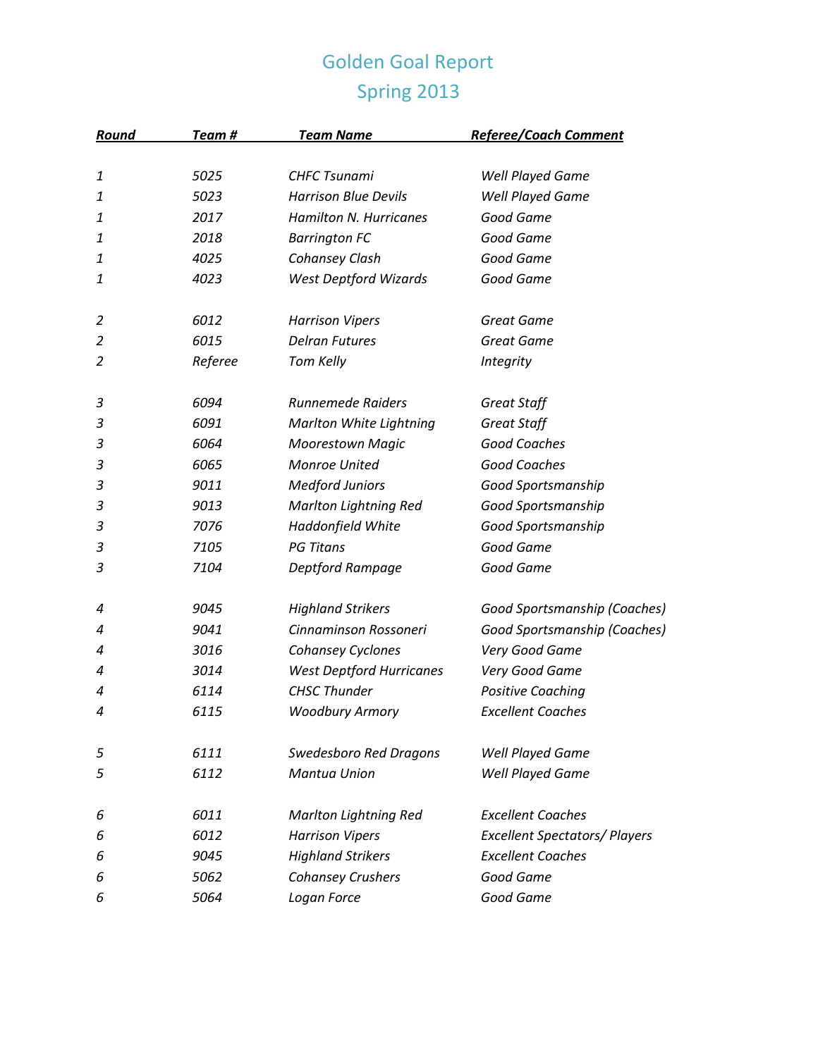# Golden Goal Report
## Spring 2013

| Round | Team # | Team Name | Referee/Coach Comment |
|---|---|---|---|
| 1 | 5025 | CHFC Tsunami | Well Played Game |
| 1 | 5023 | Harrison Blue Devils | Well Played Game |
| 1 | 2017 | Hamilton N. Hurricanes | Good Game |
| 1 | 2018 | Barrington FC | Good Game |
| 1 | 4025 | Cohansey Clash | Good Game |
| 1 | 4023 | West Deptford Wizards | Good Game |
| | | | |
| 2 | 6012 | Harrison Vipers | Great Game |
| 2 | 6015 | Delran Futures | Great Game |
| 2 | Referee | Tom Kelly | Integrity |
| | | | |
| 3 | 6094 | Runnemede Raiders | Great Staff |
| 3 | 6091 | Marlton White Lightning | Great Staff |
| 3 | 6064 | Moorestown Magic | Good Coaches |
| 3 | 6065 | Monroe United | Good Coaches |
| 3 | 9011 | Medford Juniors | Good Sportsmanship |
| 3 | 9013 | Marlton Lightning Red | Good Sportsmanship |
| 3 | 7076 | Haddonfield White | Good Sportsmanship |
| 3 | 7105 | PG Titans | Good Game |
| 3 | 7104 | Deptford Rampage | Good Game |
| | | | |
| 4 | 9045 | Highland Strikers | Good Sportsmanship (Coaches) |
| 4 | 9041 | Cinnaminson Rossoneri | Good Sportsmanship (Coaches) |
| 4 | 3016 | Cohansey Cyclones | Very Good Game |
| 4 | 3014 | West Deptford Hurricanes | Very Good Game |
| 4 | 6114 | CHSC Thunder | Positive Coaching |
| 4 | 6115 | Woodbury Armory | Excellent Coaches |
| | | | |
| 5 | 6111 | Swedesboro Red Dragons | Well Played Game |
| 5 | 6112 | Mantua Union | Well Played Game |
| | | | |
| 6 | 6011 | Marlton Lightning Red | Excellent Coaches |
| 6 | 6012 | Harrison Vipers | Excellent Spectators/ Players |
| 6 | 9045 | Highland Strikers | Excellent Coaches |
| 6 | 5062 | Cohansey Crushers | Good Game |
| 6 | 5064 | Logan Force | Good Game |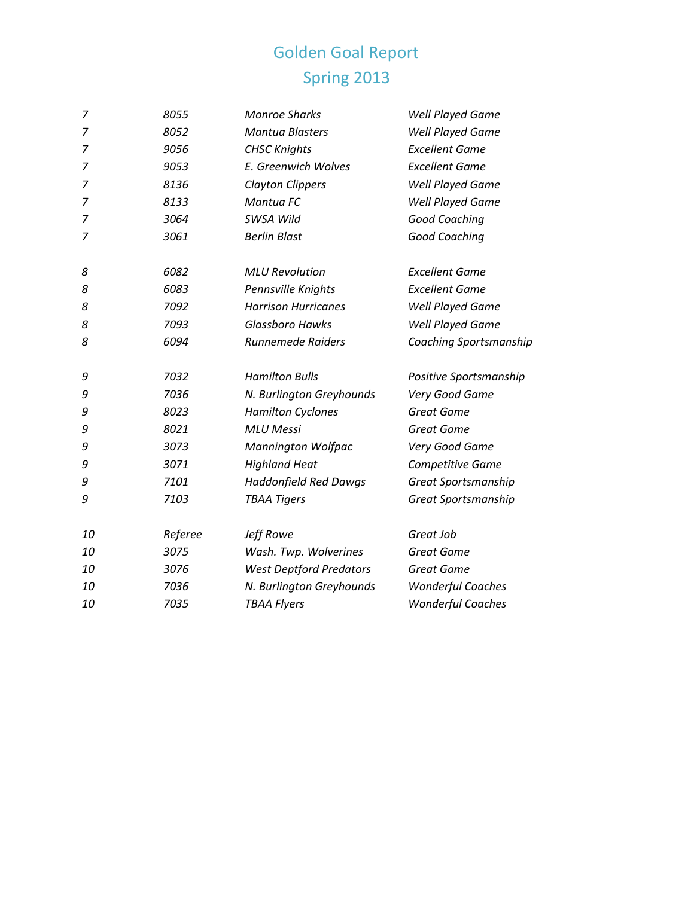# Golden Goal Report
## Spring 2013

| | | | |
|---|---|---|---|
| *7* | *8055* | *Monroe Sharks* | *Well Played Game* |
| *7* | *8052* | *Mantua Blasters* | *Well Played Game* |
| *7* | *9056* | *CHSC Knights* | *Excellent Game* |
| *7* | *9053* | *E. Greenwich Wolves* | *Excellent Game* |
| *7* | *8136* | *Clayton Clippers* | *Well Played Game* |
| *7* | *8133* | *Mantua FC* | *Well Played Game* |
| *7* | *3064* | *SWSA Wild* | *Good Coaching* |
| *7* | *3061* | *Berlin Blast* | *Good Coaching* |
| *8* | *6082* | *MLU Revolution* | *Excellent Game* |
| *8* | *6083* | *Pennsville Knights* | *Excellent Game* |
| *8* | *7092* | *Harrison Hurricanes* | *Well Played Game* |
| *8* | *7093* | *Glassboro Hawks* | *Well Played Game* |
| *8* | *6094* | *Runnemede Raiders* | *Coaching Sportsmanship* |
| *9* | *7032* | *Hamilton Bulls* | *Positive Sportsmanship* |
| *9* | *7036* | *N. Burlington Greyhounds* | *Very Good Game* |
| *9* | *8023* | *Hamilton Cyclones* | *Great Game* |
| *9* | *8021* | *MLU Messi* | *Great Game* |
| *9* | *3073* | *Mannington Wolfpac* | *Very Good Game* |
| *9* | *3071* | *Highland Heat* | *Competitive Game* |
| *9* | *7101* | *Haddonfield Red Dawgs* | *Great Sportsmanship* |
| *9* | *7103* | *TBAA Tigers* | *Great Sportsmanship* |
| *10* | *Referee* | *Jeff Rowe* | *Great Job* |
| *10* | *3075* | *Wash. Twp. Wolverines* | *Great Game* |
| *10* | *3076* | *West Deptford Predators* | *Great Game* |
| *10* | *7036* | *N. Burlington Greyhounds* | *Wonderful Coaches* |
| *10* | *7035* | *TBAA Flyers* | *Wonderful Coaches* |